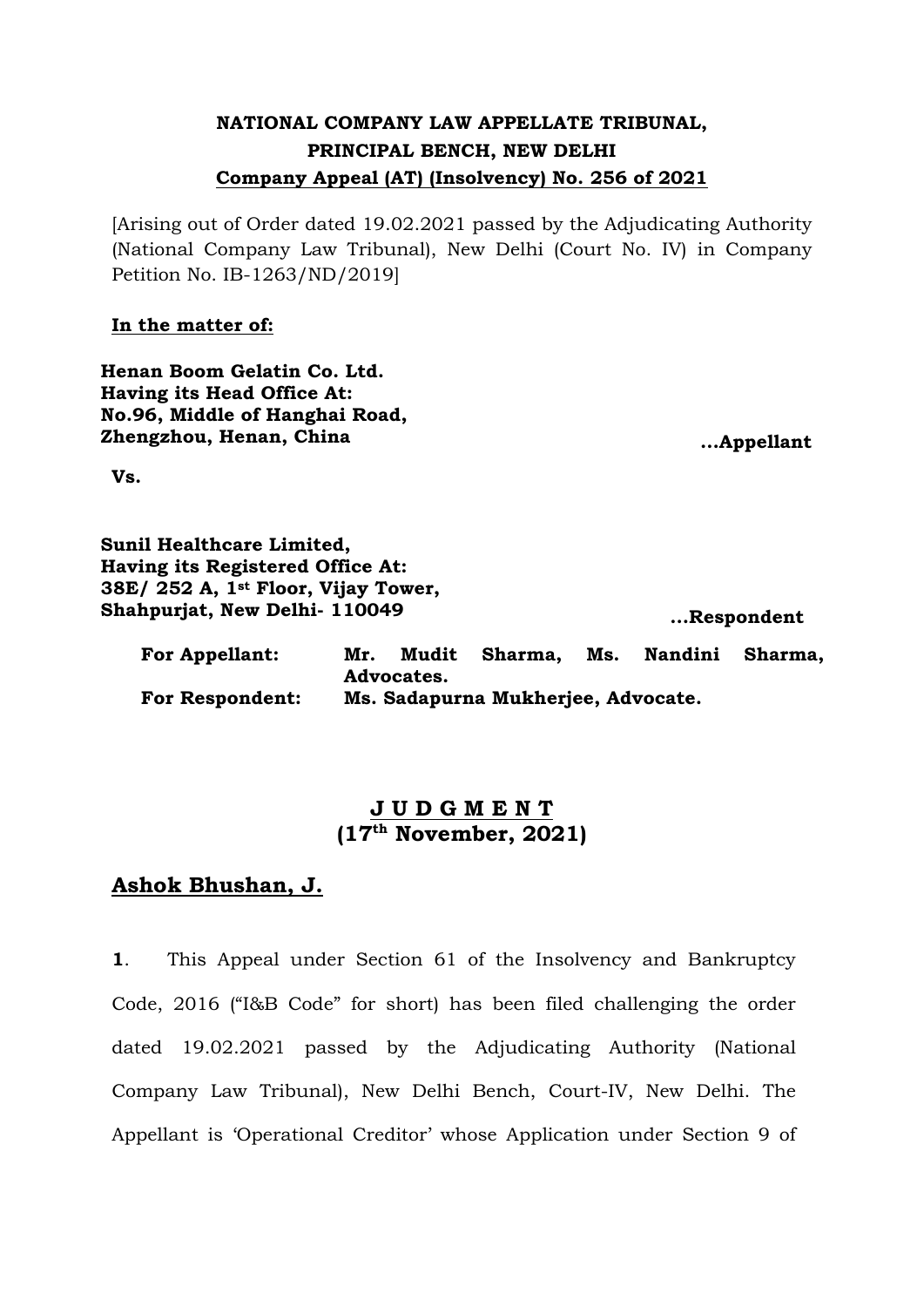**NATIONAL COMPANY LAW APPELLATE TRIBUNAL,**
**PRINCIPAL BENCH, NEW DELHI**
**Company Appeal (AT) (Insolvency) No. 256 of 2021**

[Arising out of Order dated 19.02.2021 passed by the Adjudicating Authority (National Company Law Tribunal), New Delhi (Court No. IV) in Company Petition No. IB-1263/ND/2019]

**In the matter of:**

**Henan Boom Gelatin Co. Ltd.**
**Having its Head Office At:**
**No.96, Middle of Hanghai Road,**
**Zhengzhou, Henan, China** **...Appellant**

**Vs.**

**Sunil Healthcare Limited,**
**Having its Registered Office At:**
**38E/ 252 A, 1st Floor, Vijay Tower,**
**Shahpurjat, New Delhi- 110049** **...Respondent**

**For Appellant:** **Mr. Mudit Sharma, Ms. Nandini Sharma, Advocates.**
**For Respondent:** **Ms. Sadapurna Mukherjee, Advocate.**

## J U D G M E N T
## (17th November, 2021)

**Ashok Bhushan, J.**

**1**. This Appeal under Section 61 of the Insolvency and Bankruptcy Code, 2016 ("I&B Code" for short) has been filed challenging the order dated 19.02.2021 passed by the Adjudicating Authority (National Company Law Tribunal), New Delhi Bench, Court-IV, New Delhi. The Appellant is 'Operational Creditor' whose Application under Section 9 of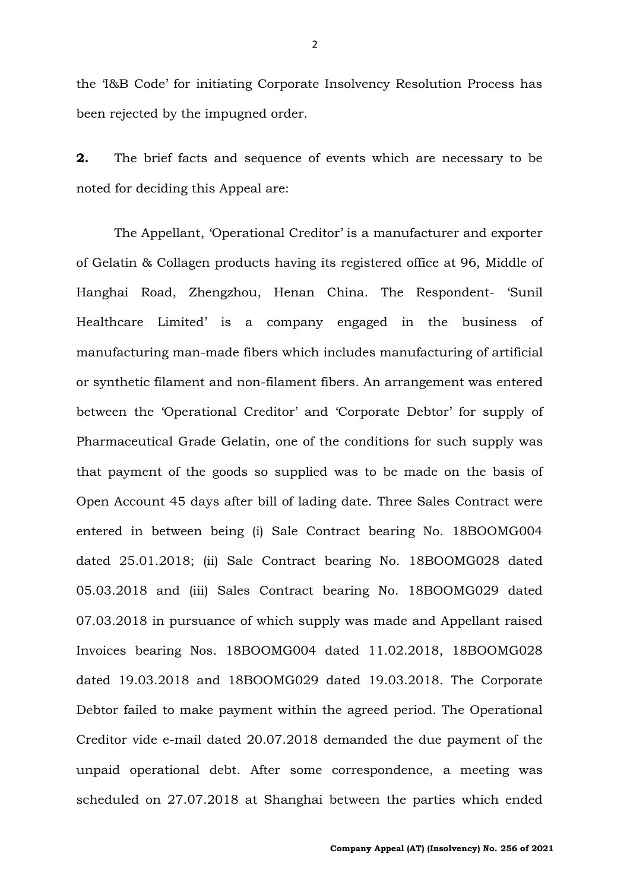the 'I&B Code' for initiating Corporate Insolvency Resolution Process has been rejected by the impugned order.

**2.** The brief facts and sequence of events which are necessary to be noted for deciding this Appeal are:

The Appellant, 'Operational Creditor' is a manufacturer and exporter of Gelatin & Collagen products having its registered office at 96, Middle of Hanghai Road, Zhengzhou, Henan China. The Respondent- 'Sunil Healthcare Limited' is a company engaged in the business of manufacturing man-made fibers which includes manufacturing of artificial or synthetic filament and non-filament fibers. An arrangement was entered between the 'Operational Creditor' and 'Corporate Debtor' for supply of Pharmaceutical Grade Gelatin, one of the conditions for such supply was that payment of the goods so supplied was to be made on the basis of Open Account 45 days after bill of lading date. Three Sales Contract were entered in between being (i) Sale Contract bearing No. 18BOOMG004 dated 25.01.2018; (ii) Sale Contract bearing No. 18BOOMG028 dated 05.03.2018 and (iii) Sales Contract bearing No. 18BOOMG029 dated 07.03.2018 in pursuance of which supply was made and Appellant raised Invoices bearing Nos. 18BOOMG004 dated 11.02.2018, 18BOOMG028 dated 19.03.2018 and 18BOOMG029 dated 19.03.2018. The Corporate Debtor failed to make payment within the agreed period. The Operational Creditor vide e-mail dated 20.07.2018 demanded the due payment of the unpaid operational debt. After some correspondence, a meeting was scheduled on 27.07.2018 at Shanghai between the parties which ended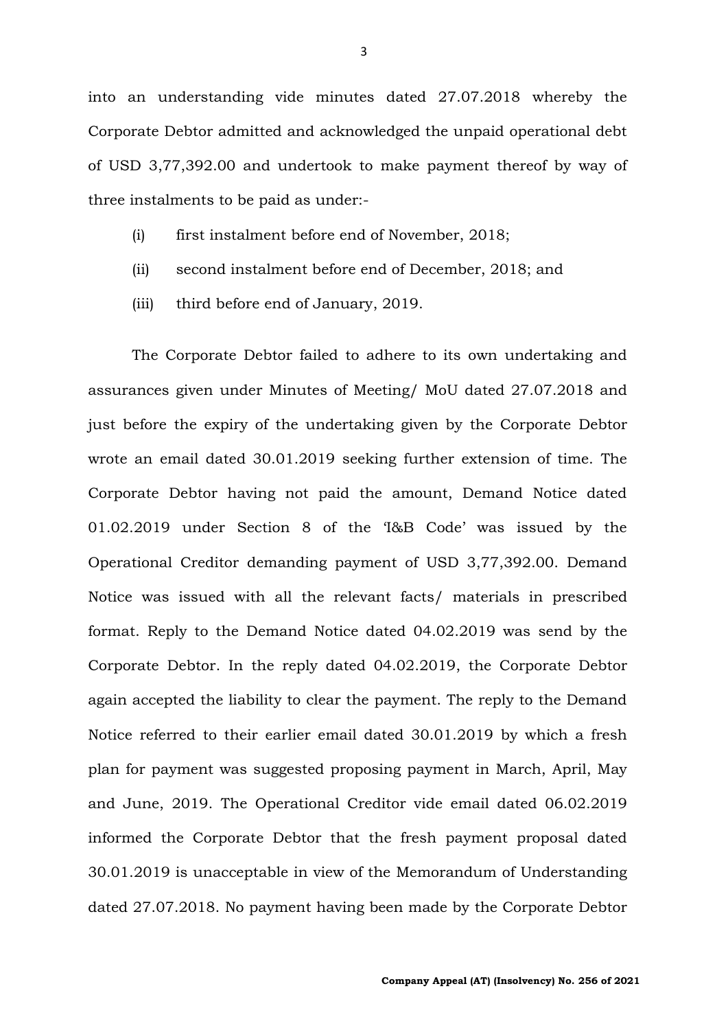into an understanding vide minutes dated 27.07.2018 whereby the Corporate Debtor admitted and acknowledged the unpaid operational debt of USD 3,77,392.00 and undertook to make payment thereof by way of three instalments to be paid as under:-

(i) first instalment before end of November, 2018;

(ii) second instalment before end of December, 2018; and

(iii) third before end of January, 2019.

The Corporate Debtor failed to adhere to its own undertaking and assurances given under Minutes of Meeting/ MoU dated 27.07.2018 and just before the expiry of the undertaking given by the Corporate Debtor wrote an email dated 30.01.2019 seeking further extension of time. The Corporate Debtor having not paid the amount, Demand Notice dated 01.02.2019 under Section 8 of the 'I&B Code' was issued by the Operational Creditor demanding payment of USD 3,77,392.00. Demand Notice was issued with all the relevant facts/ materials in prescribed format. Reply to the Demand Notice dated 04.02.2019 was send by the Corporate Debtor. In the reply dated 04.02.2019, the Corporate Debtor again accepted the liability to clear the payment. The reply to the Demand Notice referred to their earlier email dated 30.01.2019 by which a fresh plan for payment was suggested proposing payment in March, April, May and June, 2019. The Operational Creditor vide email dated 06.02.2019 informed the Corporate Debtor that the fresh payment proposal dated 30.01.2019 is unacceptable in view of the Memorandum of Understanding dated 27.07.2018. No payment having been made by the Corporate Debtor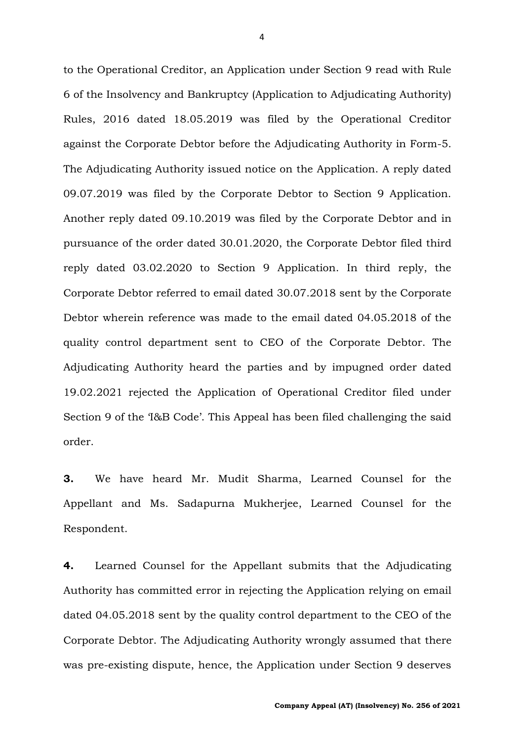to the Operational Creditor, an Application under Section 9 read with Rule 6 of the Insolvency and Bankruptcy (Application to Adjudicating Authority) Rules, 2016 dated 18.05.2019 was filed by the Operational Creditor against the Corporate Debtor before the Adjudicating Authority in Form-5. The Adjudicating Authority issued notice on the Application. A reply dated 09.07.2019 was filed by the Corporate Debtor to Section 9 Application. Another reply dated 09.10.2019 was filed by the Corporate Debtor and in pursuance of the order dated 30.01.2020, the Corporate Debtor filed third reply dated 03.02.2020 to Section 9 Application. In third reply, the Corporate Debtor referred to email dated 30.07.2018 sent by the Corporate Debtor wherein reference was made to the email dated 04.05.2018 of the quality control department sent to CEO of the Corporate Debtor. The Adjudicating Authority heard the parties and by impugned order dated 19.02.2021 rejected the Application of Operational Creditor filed under Section 9 of the 'I&B Code'. This Appeal has been filed challenging the said order.

**3.** We have heard Mr. Mudit Sharma, Learned Counsel for the Appellant and Ms. Sadapurna Mukherjee, Learned Counsel for the Respondent.

**4.** Learned Counsel for the Appellant submits that the Adjudicating Authority has committed error in rejecting the Application relying on email dated 04.05.2018 sent by the quality control department to the CEO of the Corporate Debtor. The Adjudicating Authority wrongly assumed that there was pre-existing dispute, hence, the Application under Section 9 deserves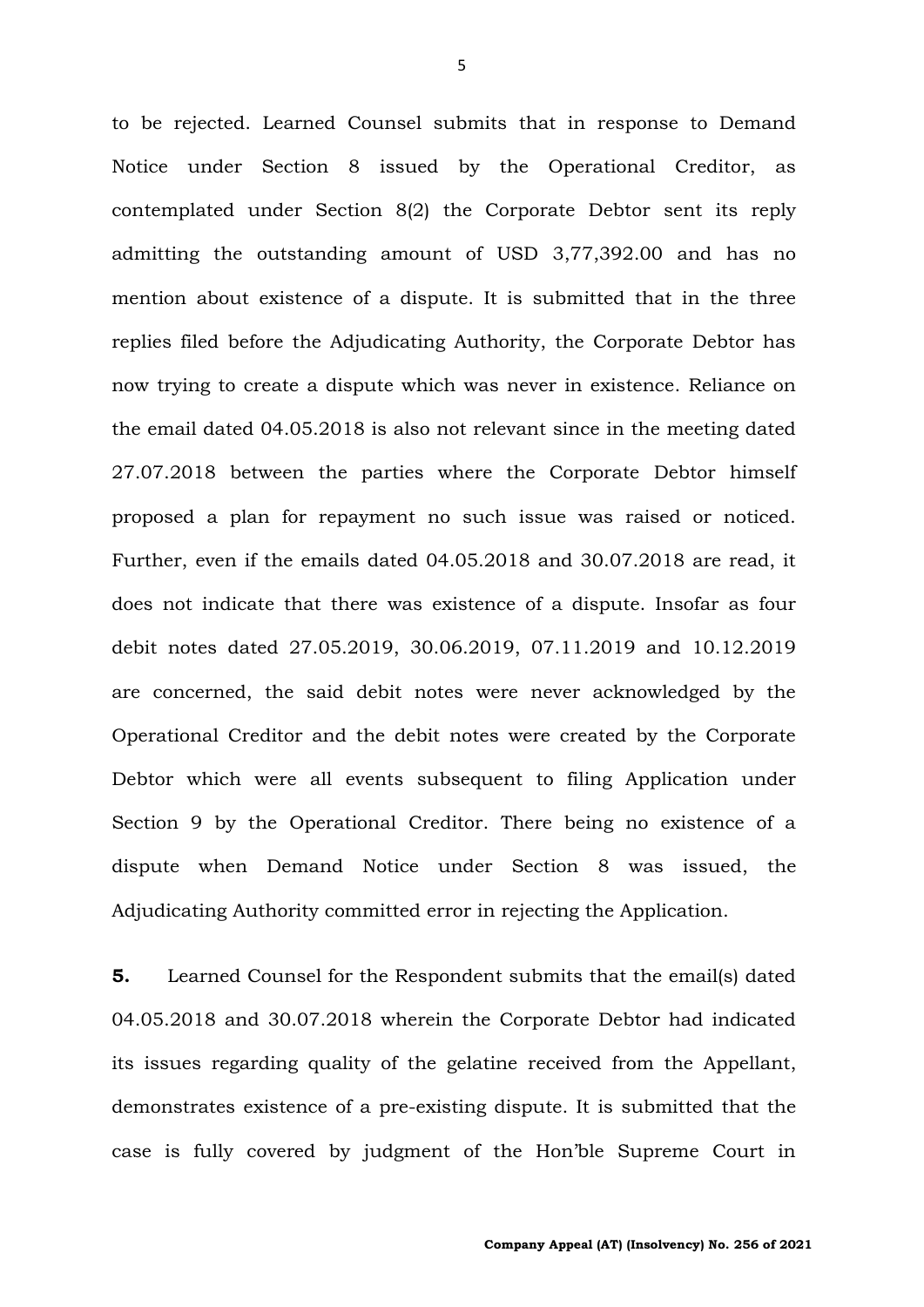to be rejected. Learned Counsel submits that in response to Demand Notice under Section 8 issued by the Operational Creditor, as contemplated under Section 8(2) the Corporate Debtor sent its reply admitting the outstanding amount of USD 3,77,392.00 and has no mention about existence of a dispute. It is submitted that in the three replies filed before the Adjudicating Authority, the Corporate Debtor has now trying to create a dispute which was never in existence. Reliance on the email dated 04.05.2018 is also not relevant since in the meeting dated 27.07.2018 between the parties where the Corporate Debtor himself proposed a plan for repayment no such issue was raised or noticed. Further, even if the emails dated 04.05.2018 and 30.07.2018 are read, it does not indicate that there was existence of a dispute. Insofar as four debit notes dated 27.05.2019, 30.06.2019, 07.11.2019 and 10.12.2019 are concerned, the said debit notes were never acknowledged by the Operational Creditor and the debit notes were created by the Corporate Debtor which were all events subsequent to filing Application under Section 9 by the Operational Creditor. There being no existence of a dispute when Demand Notice under Section 8 was issued, the Adjudicating Authority committed error in rejecting the Application.

**5.** Learned Counsel for the Respondent submits that the email(s) dated 04.05.2018 and 30.07.2018 wherein the Corporate Debtor had indicated its issues regarding quality of the gelatine received from the Appellant, demonstrates existence of a pre-existing dispute. It is submitted that the case is fully covered by judgment of the Hon'ble Supreme Court in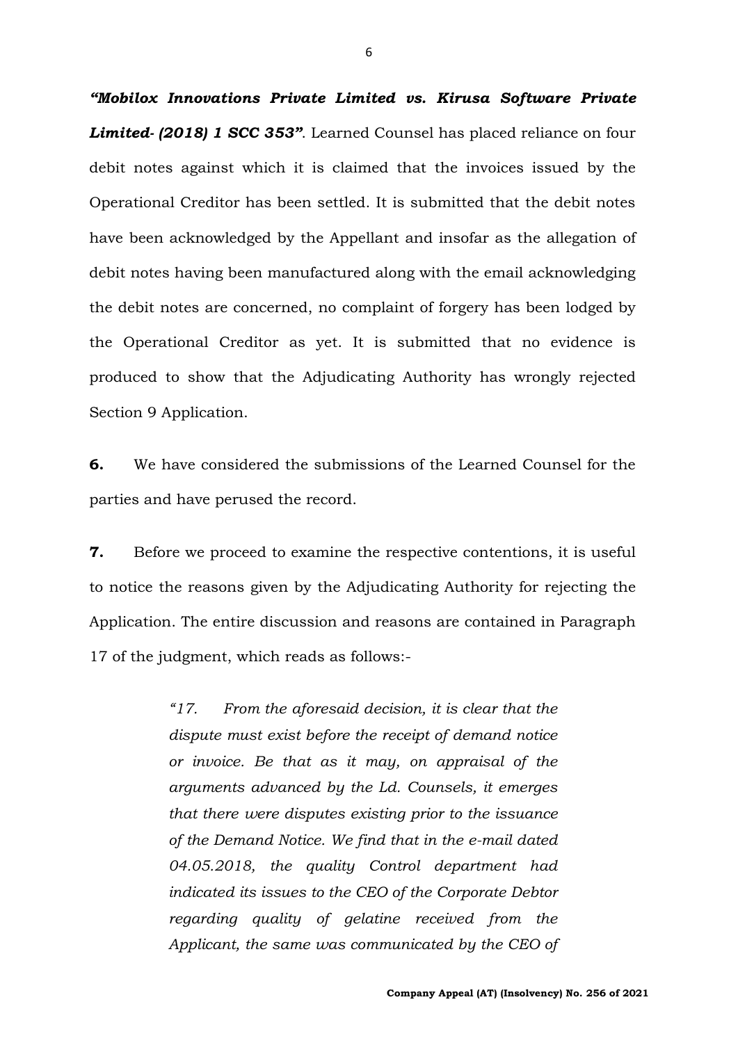***"Mobilox Innovations Private Limited vs. Kirusa Software Private Limited- (2018) 1 SCC 353"***. Learned Counsel has placed reliance on four debit notes against which it is claimed that the invoices issued by the Operational Creditor has been settled. It is submitted that the debit notes have been acknowledged by the Appellant and insofar as the allegation of debit notes having been manufactured along with the email acknowledging the debit notes are concerned, no complaint of forgery has been lodged by the Operational Creditor as yet. It is submitted that no evidence is produced to show that the Adjudicating Authority has wrongly rejected Section 9 Application.

**6.** We have considered the submissions of the Learned Counsel for the parties and have perused the record.

**7.** Before we proceed to examine the respective contentions, it is useful to notice the reasons given by the Adjudicating Authority for rejecting the Application. The entire discussion and reasons are contained in Paragraph 17 of the judgment, which reads as follows:-

> *"17. From the aforesaid decision, it is clear that the dispute must exist before the receipt of demand notice or invoice. Be that as it may, on appraisal of the arguments advanced by the Ld. Counsels, it emerges that there were disputes existing prior to the issuance of the Demand Notice. We find that in the e-mail dated 04.05.2018, the quality Control department had indicated its issues to the CEO of the Corporate Debtor regarding quality of gelatine received from the Applicant, the same was communicated by the CEO of*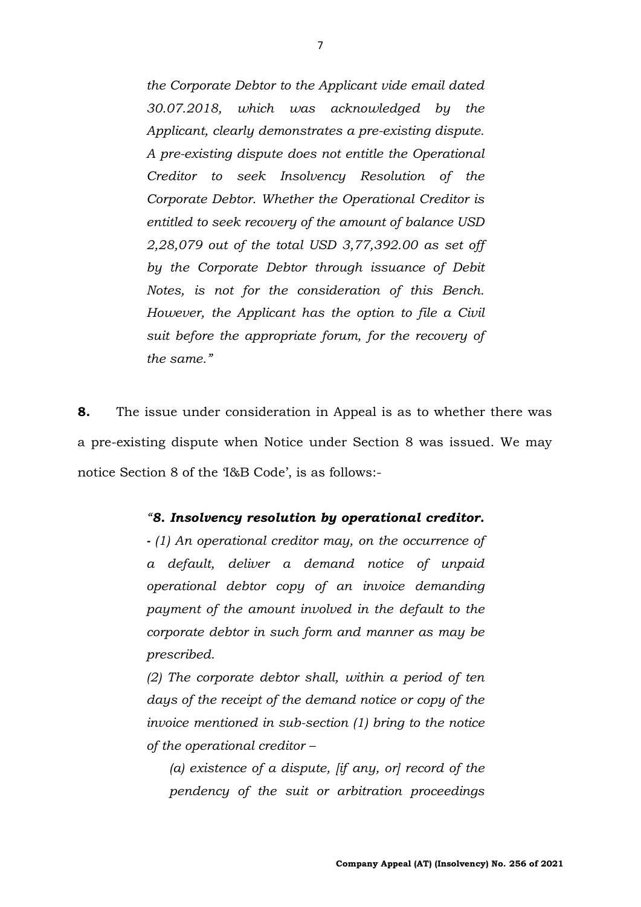*the Corporate Debtor to the Applicant vide email dated 30.07.2018, which was acknowledged by the Applicant, clearly demonstrates a pre-existing dispute. A pre-existing dispute does not entitle the Operational Creditor to seek Insolvency Resolution of the Corporate Debtor. Whether the Operational Creditor is entitled to seek recovery of the amount of balance USD 2,28,079 out of the total USD 3,77,392.00 as set off by the Corporate Debtor through issuance of Debit Notes, is not for the consideration of this Bench. However, the Applicant has the option to file a Civil suit before the appropriate forum, for the recovery of the same."*

**8.** The issue under consideration in Appeal is as to whether there was a pre-existing dispute when Notice under Section 8 was issued. We may notice Section 8 of the 'I&B Code', is as follows:-

> *"**8. Insolvency resolution by operational creditor. -** (1) An operational creditor may, on the occurrence of a default, deliver a demand notice of unpaid operational debtor copy of an invoice demanding payment of the amount involved in the default to the corporate debtor in such form and manner as may be prescribed.*
>
> *(2) The corporate debtor shall, within a period of ten days of the receipt of the demand notice or copy of the invoice mentioned in sub-section (1) bring to the notice of the operational creditor –*
>
> *(a) existence of a dispute, [if any, or] record of the pendency of the suit or arbitration proceedings*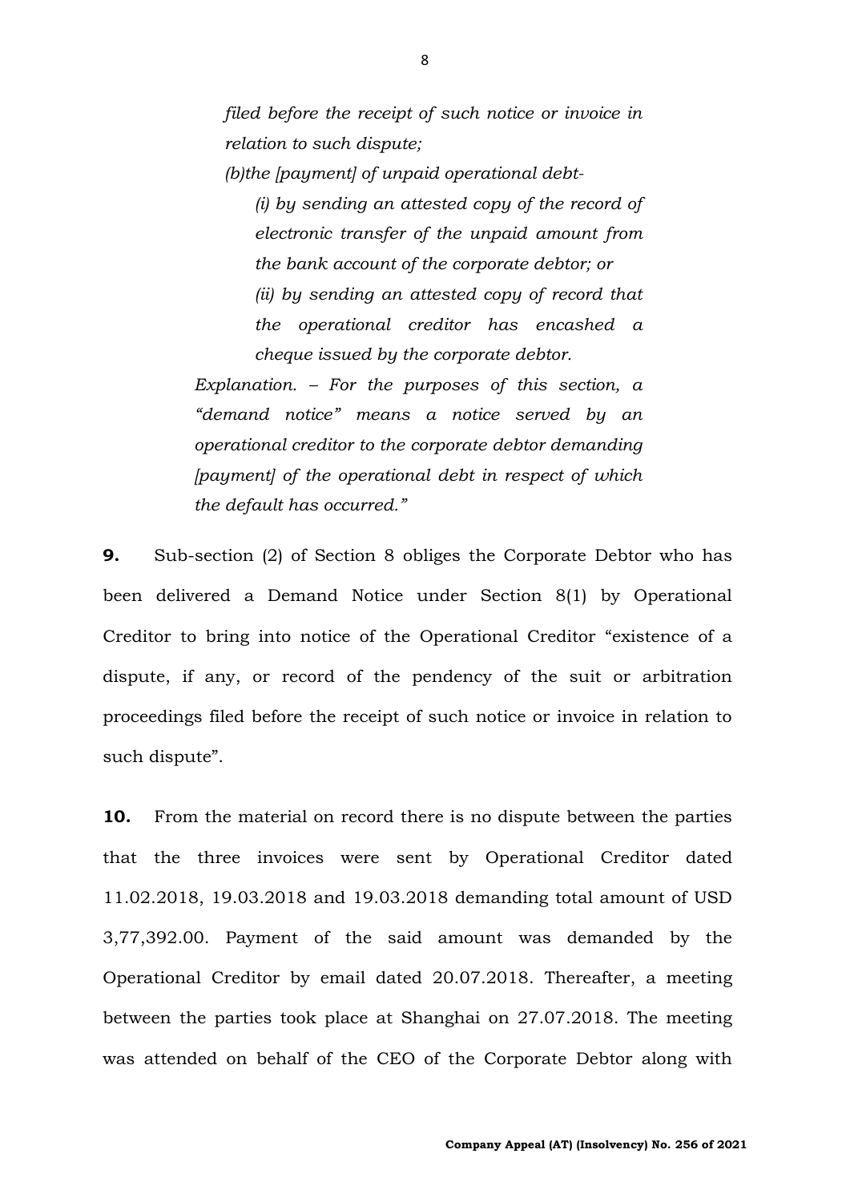> *filed before the receipt of such notice or invoice in relation to such dispute;*
>
> *(b)the [payment] of unpaid operational debt-*
>
> > *(i) by sending an attested copy of the record of electronic transfer of the unpaid amount from the bank account of the corporate debtor; or*
> >
> > *(ii) by sending an attested copy of record that the operational creditor has encashed a cheque issued by the corporate debtor.*
>
> *Explanation. – For the purposes of this section, a "demand notice" means a notice served by an operational creditor to the corporate debtor demanding [payment] of the operational debt in respect of which the default has occurred."*

**9.** Sub-section (2) of Section 8 obliges the Corporate Debtor who has been delivered a Demand Notice under Section 8(1) by Operational Creditor to bring into notice of the Operational Creditor "existence of a dispute, if any, or record of the pendency of the suit or arbitration proceedings filed before the receipt of such notice or invoice in relation to such dispute".

**10.** From the material on record there is no dispute between the parties that the three invoices were sent by Operational Creditor dated 11.02.2018, 19.03.2018 and 19.03.2018 demanding total amount of USD 3,77,392.00. Payment of the said amount was demanded by the Operational Creditor by email dated 20.07.2018. Thereafter, a meeting between the parties took place at Shanghai on 27.07.2018. The meeting was attended on behalf of the CEO of the Corporate Debtor along with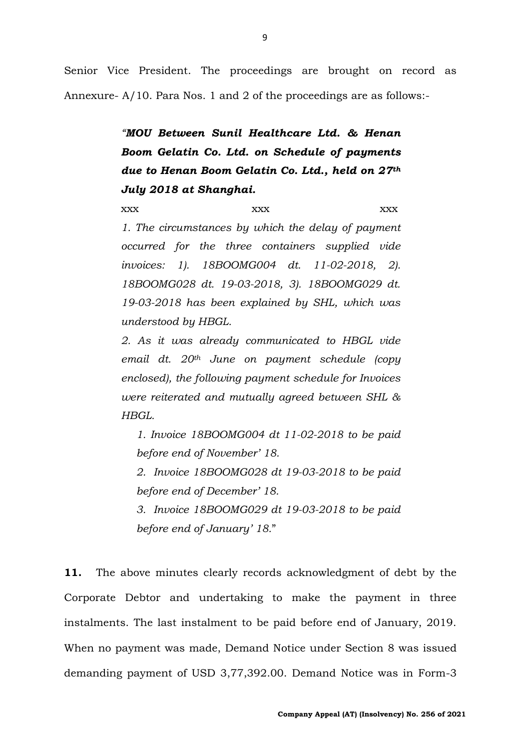Senior Vice President. The proceedings are brought on record as Annexure- A/10. Para Nos. 1 and 2 of the proceedings are as follows:-

> ***"MOU Between Sunil Healthcare Ltd. & Henan Boom Gelatin Co. Ltd. on Schedule of payments due to Henan Boom Gelatin Co. Ltd., held on 27th July 2018 at Shanghai.***
>
> xxx xxx xxx
>
> *1. The circumstances by which the delay of payment occurred for the three containers supplied vide invoices: 1). 18BOOMG004 dt. 11-02-2018, 2). 18BOOMG028 dt. 19-03-2018, 3). 18BOOMG029 dt. 19-03-2018 has been explained by SHL, which was understood by HBGL.*
>
> *2. As it was already communicated to HBGL vide email dt. 20th June on payment schedule (copy enclosed), the following payment schedule for Invoices were reiterated and mutually agreed between SHL & HBGL.*
>
> *1. Invoice 18BOOMG004 dt 11-02-2018 to be paid before end of November' 18.*
>
> *2. Invoice 18BOOMG028 dt 19-03-2018 to be paid before end of December' 18.*
>
> *3. Invoice 18BOOMG029 dt 19-03-2018 to be paid before end of January' 18."*

**11.** The above minutes clearly records acknowledgment of debt by the Corporate Debtor and undertaking to make the payment in three instalments. The last instalment to be paid before end of January, 2019. When no payment was made, Demand Notice under Section 8 was issued demanding payment of USD 3,77,392.00. Demand Notice was in Form-3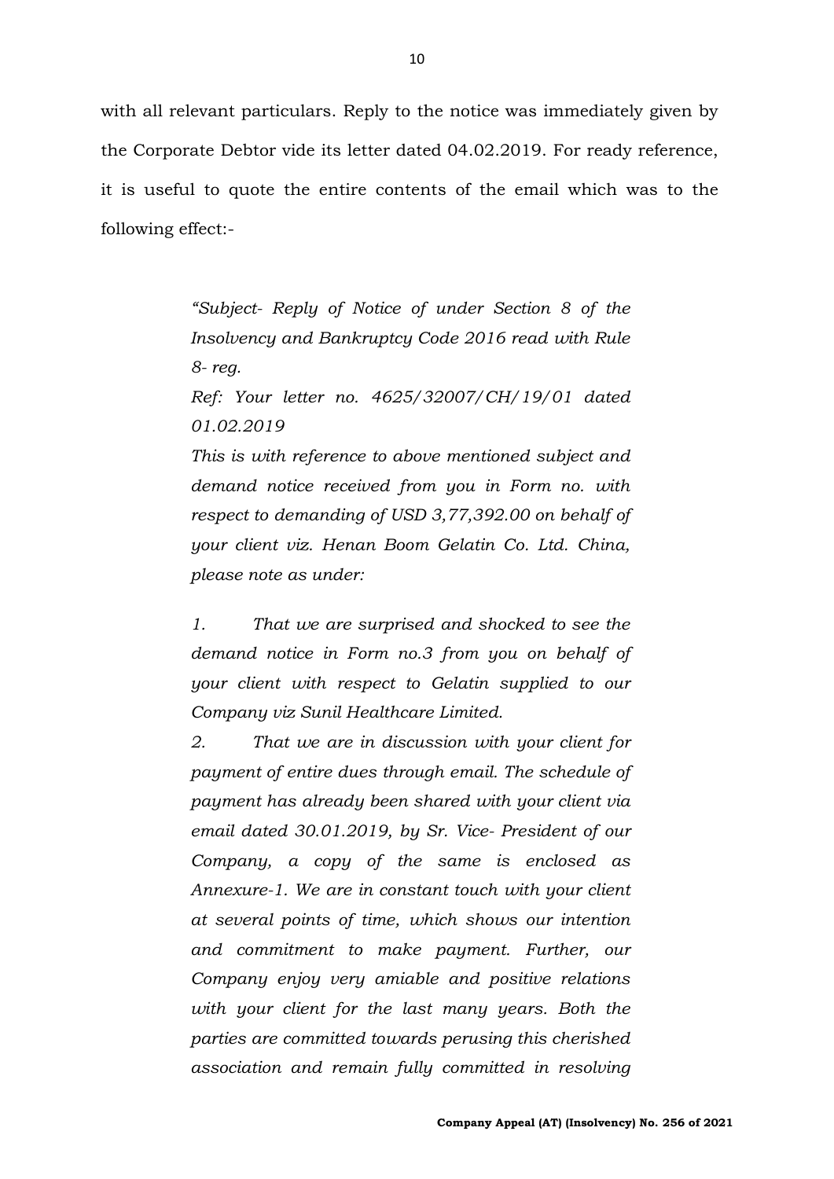with all relevant particulars. Reply to the notice was immediately given by the Corporate Debtor vide its letter dated 04.02.2019. For ready reference, it is useful to quote the entire contents of the email which was to the following effect:-

> *"Subject- Reply of Notice of under Section 8 of the Insolvency and Bankruptcy Code 2016 read with Rule 8- reg.*
>
> *Ref: Your letter no. 4625/32007/CH/19/01 dated 01.02.2019*
>
> *This is with reference to above mentioned subject and demand notice received from you in Form no. with respect to demanding of USD 3,77,392.00 on behalf of your client viz. Henan Boom Gelatin Co. Ltd. China, please note as under:*
>
> *1. That we are surprised and shocked to see the demand notice in Form no.3 from you on behalf of your client with respect to Gelatin supplied to our Company viz Sunil Healthcare Limited.*
>
> *2. That we are in discussion with your client for payment of entire dues through email. The schedule of payment has already been shared with your client via email dated 30.01.2019, by Sr. Vice- President of our Company, a copy of the same is enclosed as Annexure-1. We are in constant touch with your client at several points of time, which shows our intention and commitment to make payment. Further, our Company enjoy very amiable and positive relations with your client for the last many years. Both the parties are committed towards perusing this cherished association and remain fully committed in resolving*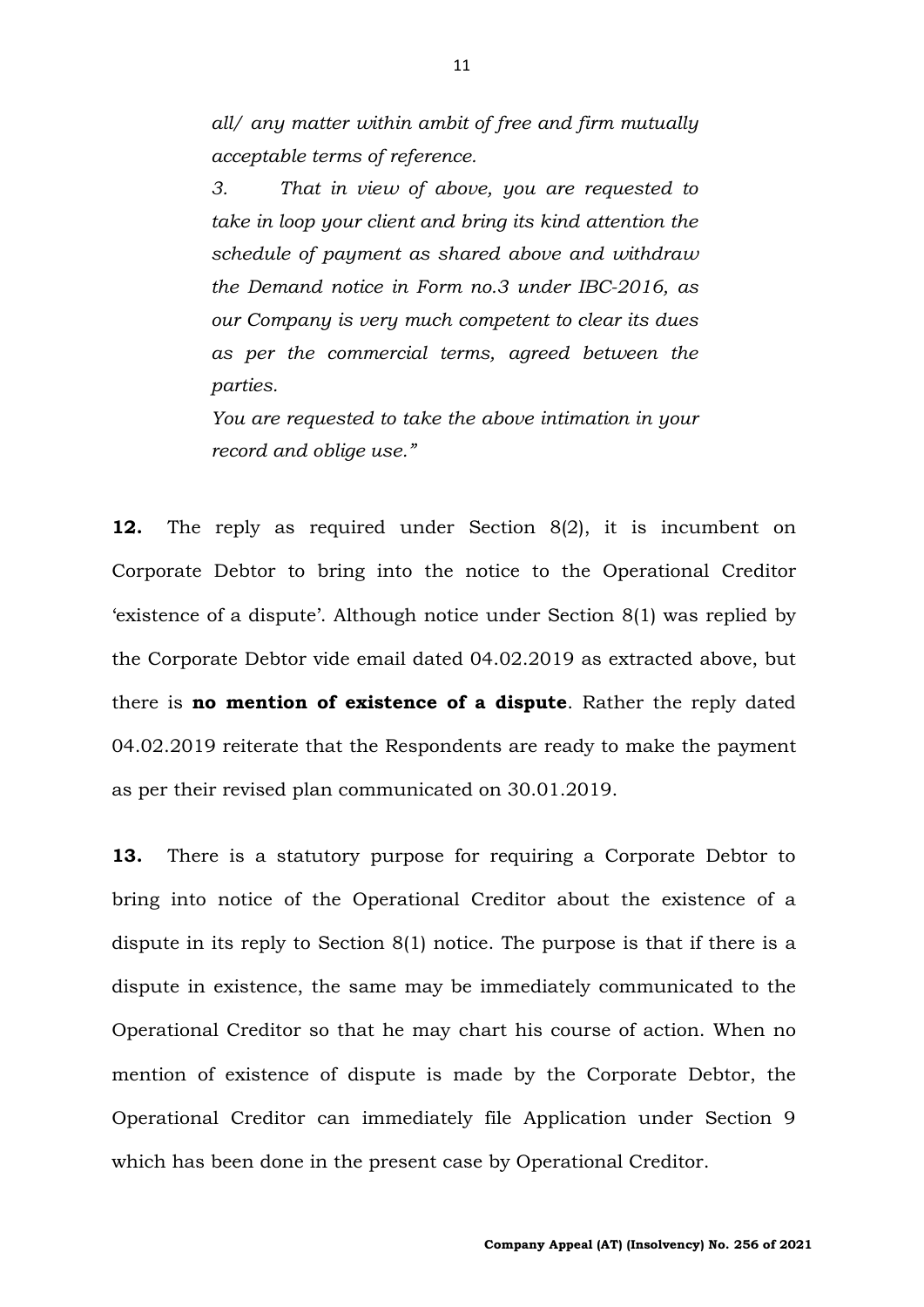*all/ any matter within ambit of free and firm mutually acceptable terms of reference.*

*3. That in view of above, you are requested to take in loop your client and bring its kind attention the schedule of payment as shared above and withdraw the Demand notice in Form no.3 under IBC-2016, as our Company is very much competent to clear its dues as per the commercial terms, agreed between the parties.*

*You are requested to take the above intimation in your record and oblige use."*

**12.** The reply as required under Section 8(2), it is incumbent on Corporate Debtor to bring into the notice to the Operational Creditor 'existence of a dispute'. Although notice under Section 8(1) was replied by the Corporate Debtor vide email dated 04.02.2019 as extracted above, but there is **no mention of existence of a dispute**. Rather the reply dated 04.02.2019 reiterate that the Respondents are ready to make the payment as per their revised plan communicated on 30.01.2019.

**13.** There is a statutory purpose for requiring a Corporate Debtor to bring into notice of the Operational Creditor about the existence of a dispute in its reply to Section 8(1) notice. The purpose is that if there is a dispute in existence, the same may be immediately communicated to the Operational Creditor so that he may chart his course of action. When no mention of existence of dispute is made by the Corporate Debtor, the Operational Creditor can immediately file Application under Section 9 which has been done in the present case by Operational Creditor.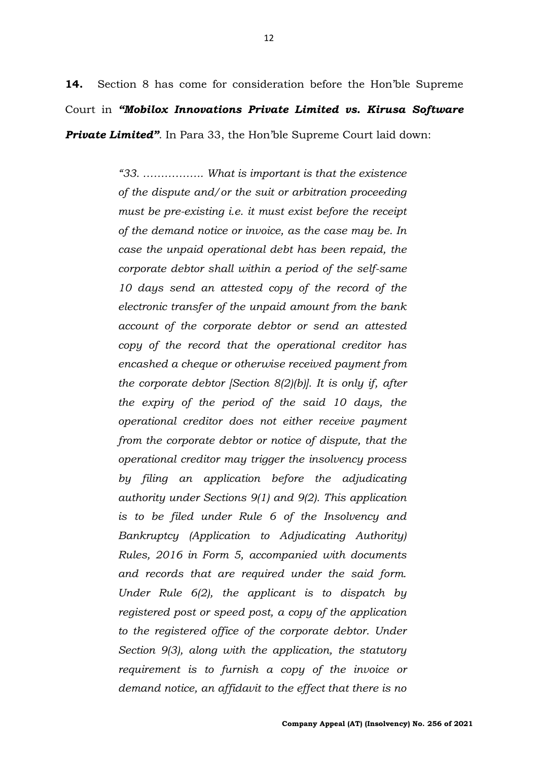**14.** Section 8 has come for consideration before the Hon'ble Supreme Court in ***"Mobilox Innovations Private Limited vs. Kirusa Software Private Limited"***. In Para 33, the Hon'ble Supreme Court laid down:

> *"33. …………….. What is important is that the existence of the dispute and/or the suit or arbitration proceeding must be pre-existing i.e. it must exist before the receipt of the demand notice or invoice, as the case may be. In case the unpaid operational debt has been repaid, the corporate debtor shall within a period of the self-same 10 days send an attested copy of the record of the electronic transfer of the unpaid amount from the bank account of the corporate debtor or send an attested copy of the record that the operational creditor has encashed a cheque or otherwise received payment from the corporate debtor [Section 8(2)(b)]. It is only if, after the expiry of the period of the said 10 days, the operational creditor does not either receive payment from the corporate debtor or notice of dispute, that the operational creditor may trigger the insolvency process by filing an application before the adjudicating authority under Sections 9(1) and 9(2). This application is to be filed under Rule 6 of the Insolvency and Bankruptcy (Application to Adjudicating Authority) Rules, 2016 in Form 5, accompanied with documents and records that are required under the said form. Under Rule 6(2), the applicant is to dispatch by registered post or speed post, a copy of the application to the registered office of the corporate debtor. Under Section 9(3), along with the application, the statutory requirement is to furnish a copy of the invoice or demand notice, an affidavit to the effect that there is no*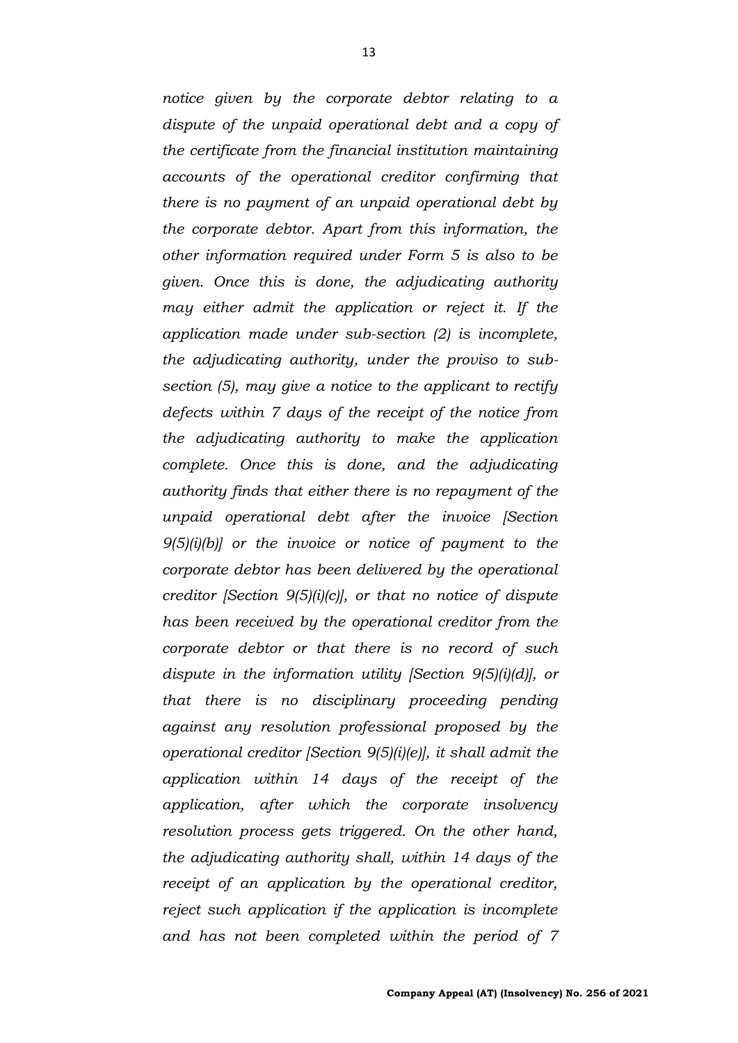*notice given by the corporate debtor relating to a dispute of the unpaid operational debt and a copy of the certificate from the financial institution maintaining accounts of the operational creditor confirming that there is no payment of an unpaid operational debt by the corporate debtor. Apart from this information, the other information required under Form 5 is also to be given. Once this is done, the adjudicating authority may either admit the application or reject it. If the application made under sub-section (2) is incomplete, the adjudicating authority, under the proviso to sub-section (5), may give a notice to the applicant to rectify defects within 7 days of the receipt of the notice from the adjudicating authority to make the application complete. Once this is done, and the adjudicating authority finds that either there is no repayment of the unpaid operational debt after the invoice [Section 9(5)(i)(b)] or the invoice or notice of payment to the corporate debtor has been delivered by the operational creditor [Section 9(5)(i)(c)], or that no notice of dispute has been received by the operational creditor from the corporate debtor or that there is no record of such dispute in the information utility [Section 9(5)(i)(d)], or that there is no disciplinary proceeding pending against any resolution professional proposed by the operational creditor [Section 9(5)(i)(e)], it shall admit the application within 14 days of the receipt of the application, after which the corporate insolvency resolution process gets triggered. On the other hand, the adjudicating authority shall, within 14 days of the receipt of an application by the operational creditor, reject such application if the application is incomplete and has not been completed within the period of 7*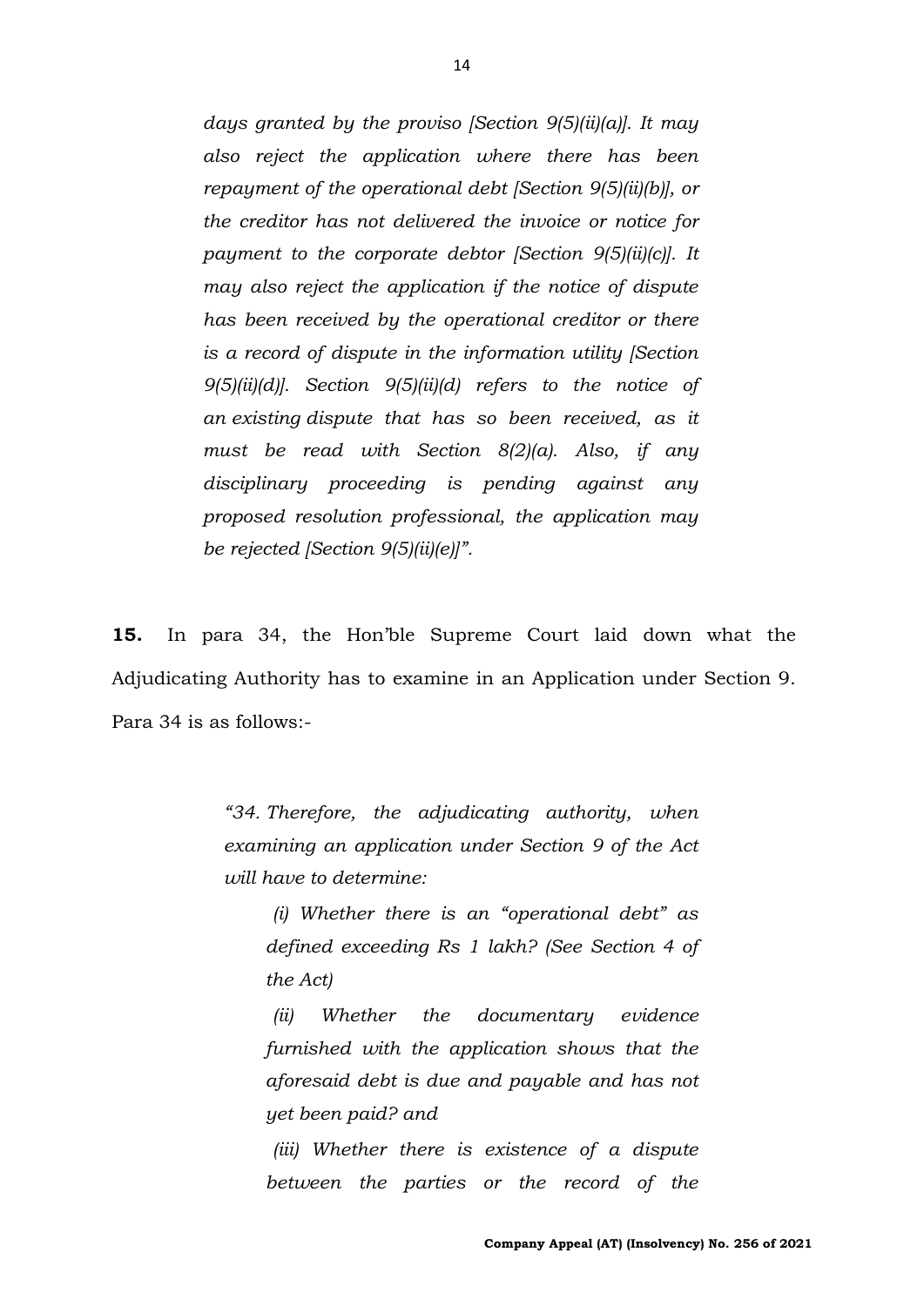*days granted by the proviso [Section 9(5)(ii)(a)]. It may also reject the application where there has been repayment of the operational debt [Section 9(5)(ii)(b)], or the creditor has not delivered the invoice or notice for payment to the corporate debtor [Section 9(5)(ii)(c)]. It may also reject the application if the notice of dispute has been received by the operational creditor or there is a record of dispute in the information utility [Section 9(5)(ii)(d)]. Section 9(5)(ii)(d) refers to the notice of an existing dispute that has so been received, as it must be read with Section 8(2)(a). Also, if any disciplinary proceeding is pending against any proposed resolution professional, the application may be rejected [Section 9(5)(ii)(e)]".*

**15.** In para 34, the Hon'ble Supreme Court laid down what the Adjudicating Authority has to examine in an Application under Section 9. Para 34 is as follows:-

> *"34. Therefore, the adjudicating authority, when examining an application under Section 9 of the Act will have to determine:*
>
> *(i) Whether there is an "operational debt" as defined exceeding Rs 1 lakh? (See Section 4 of the Act)*
>
> *(ii) Whether the documentary evidence furnished with the application shows that the aforesaid debt is due and payable and has not yet been paid? and*
>
> *(iii) Whether there is existence of a dispute between the parties or the record of the*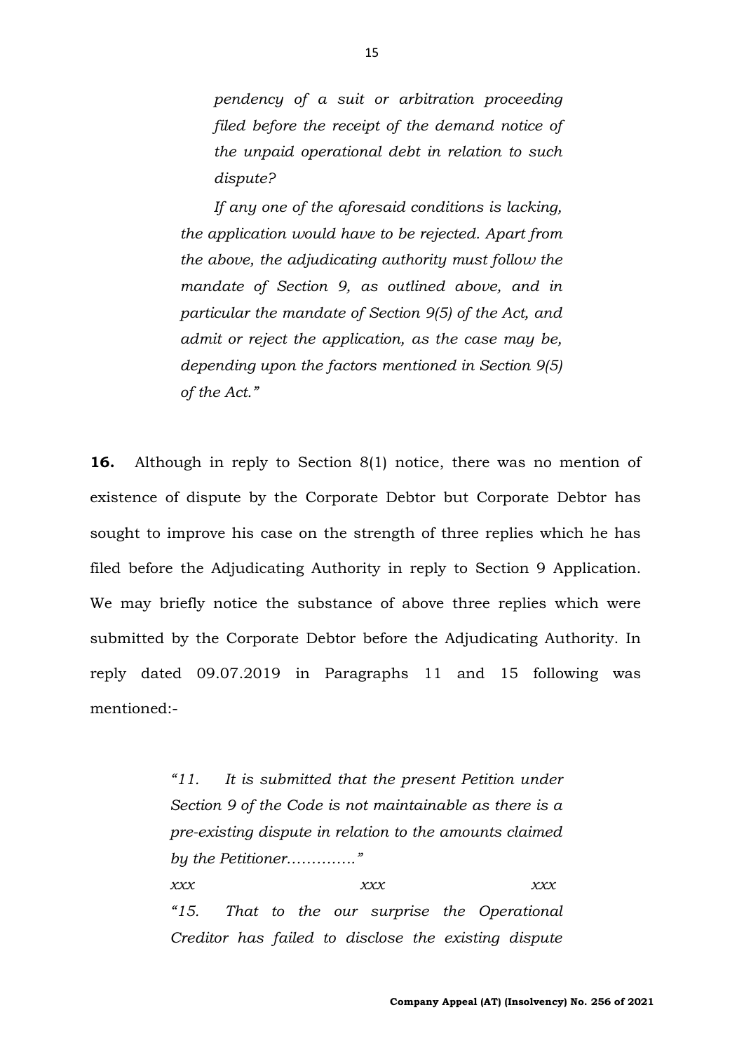*pendency of a suit or arbitration proceeding filed before the receipt of the demand notice of the unpaid operational debt in relation to such dispute?*

*If any one of the aforesaid conditions is lacking, the application would have to be rejected. Apart from the above, the adjudicating authority must follow the mandate of Section 9, as outlined above, and in particular the mandate of Section 9(5) of the Act, and admit or reject the application, as the case may be, depending upon the factors mentioned in Section 9(5) of the Act."*

**16.** Although in reply to Section 8(1) notice, there was no mention of existence of dispute by the Corporate Debtor but Corporate Debtor has sought to improve his case on the strength of three replies which he has filed before the Adjudicating Authority in reply to Section 9 Application. We may briefly notice the substance of above three replies which were submitted by the Corporate Debtor before the Adjudicating Authority. In reply dated 09.07.2019 in Paragraphs 11 and 15 following was mentioned:-

> *"11. It is submitted that the present Petition under Section 9 of the Code is not maintainable as there is a pre-existing dispute in relation to the amounts claimed by the Petitioner…………."*
>
> *xxx xxx xxx*
>
> *"15. That to the our surprise the Operational Creditor has failed to disclose the existing dispute*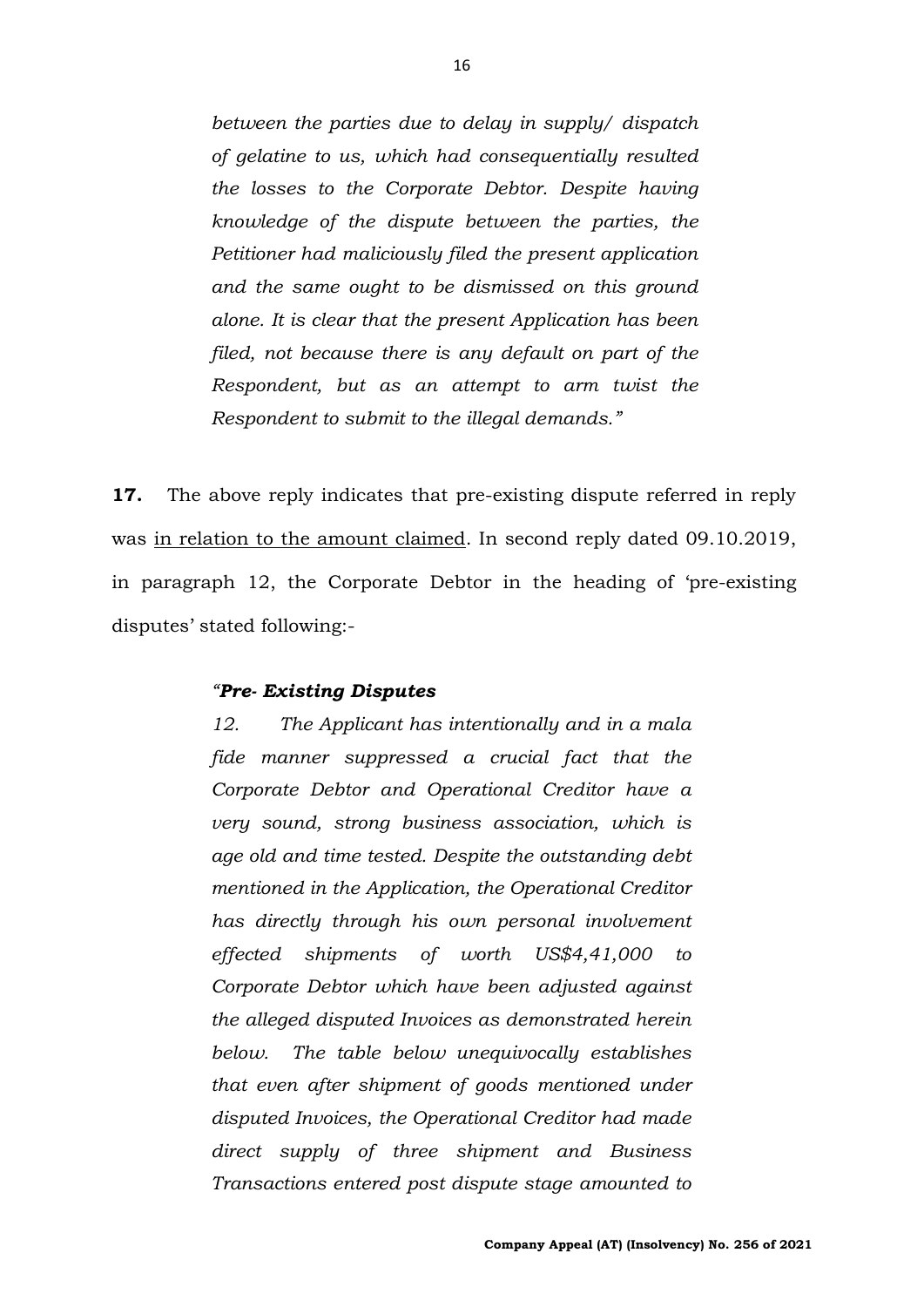*between the parties due to delay in supply/ dispatch of gelatine to us, which had consequentially resulted the losses to the Corporate Debtor. Despite having knowledge of the dispute between the parties, the Petitioner had maliciously filed the present application and the same ought to be dismissed on this ground alone. It is clear that the present Application has been filed, not because there is any default on part of the Respondent, but as an attempt to arm twist the Respondent to submit to the illegal demands."*

**17.** The above reply indicates that pre-existing dispute referred in reply was <u>in relation to the amount claimed</u>. In second reply dated 09.10.2019, in paragraph 12, the Corporate Debtor in the heading of 'pre-existing disputes' stated following:-

***"Pre- Existing Disputes***

*12. The Applicant has intentionally and in a mala fide manner suppressed a crucial fact that the Corporate Debtor and Operational Creditor have a very sound, strong business association, which is age old and time tested. Despite the outstanding debt mentioned in the Application, the Operational Creditor has directly through his own personal involvement effected shipments of worth US$4,41,000 to Corporate Debtor which have been adjusted against the alleged disputed Invoices as demonstrated herein below. The table below unequivocally establishes that even after shipment of goods mentioned under disputed Invoices, the Operational Creditor had made direct supply of three shipment and Business Transactions entered post dispute stage amounted to*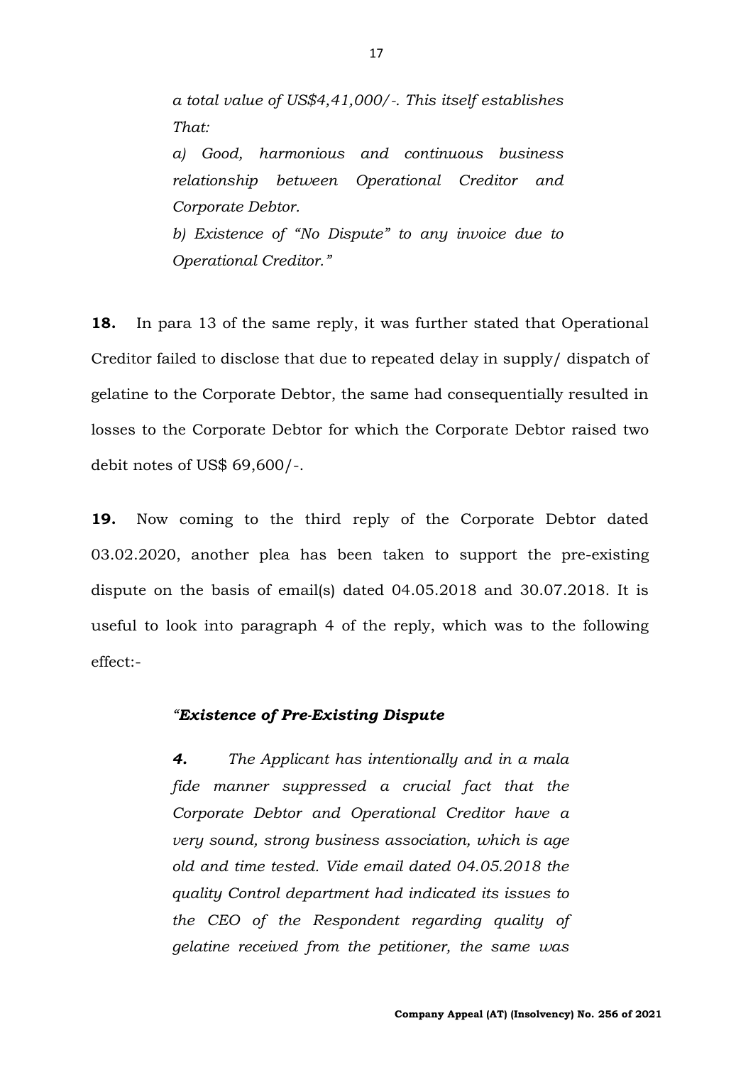> *a total value of US$4,41,000/-. This itself establishes That:*
>
> *a) Good, harmonious and continuous business relationship between Operational Creditor and Corporate Debtor.*
>
> *b) Existence of "No Dispute" to any invoice due to Operational Creditor."*

**18.** In para 13 of the same reply, it was further stated that Operational Creditor failed to disclose that due to repeated delay in supply/ dispatch of gelatine to the Corporate Debtor, the same had consequentially resulted in losses to the Corporate Debtor for which the Corporate Debtor raised two debit notes of US$ 69,600/-.

**19.** Now coming to the third reply of the Corporate Debtor dated 03.02.2020, another plea has been taken to support the pre-existing dispute on the basis of email(s) dated 04.05.2018 and 30.07.2018. It is useful to look into paragraph 4 of the reply, which was to the following effect:-

> ***"Existence of Pre-Existing Dispute***
>
> ***4.*** *The Applicant has intentionally and in a mala fide manner suppressed a crucial fact that the Corporate Debtor and Operational Creditor have a very sound, strong business association, which is age old and time tested. Vide email dated 04.05.2018 the quality Control department had indicated its issues to the CEO of the Respondent regarding quality of gelatine received from the petitioner, the same was*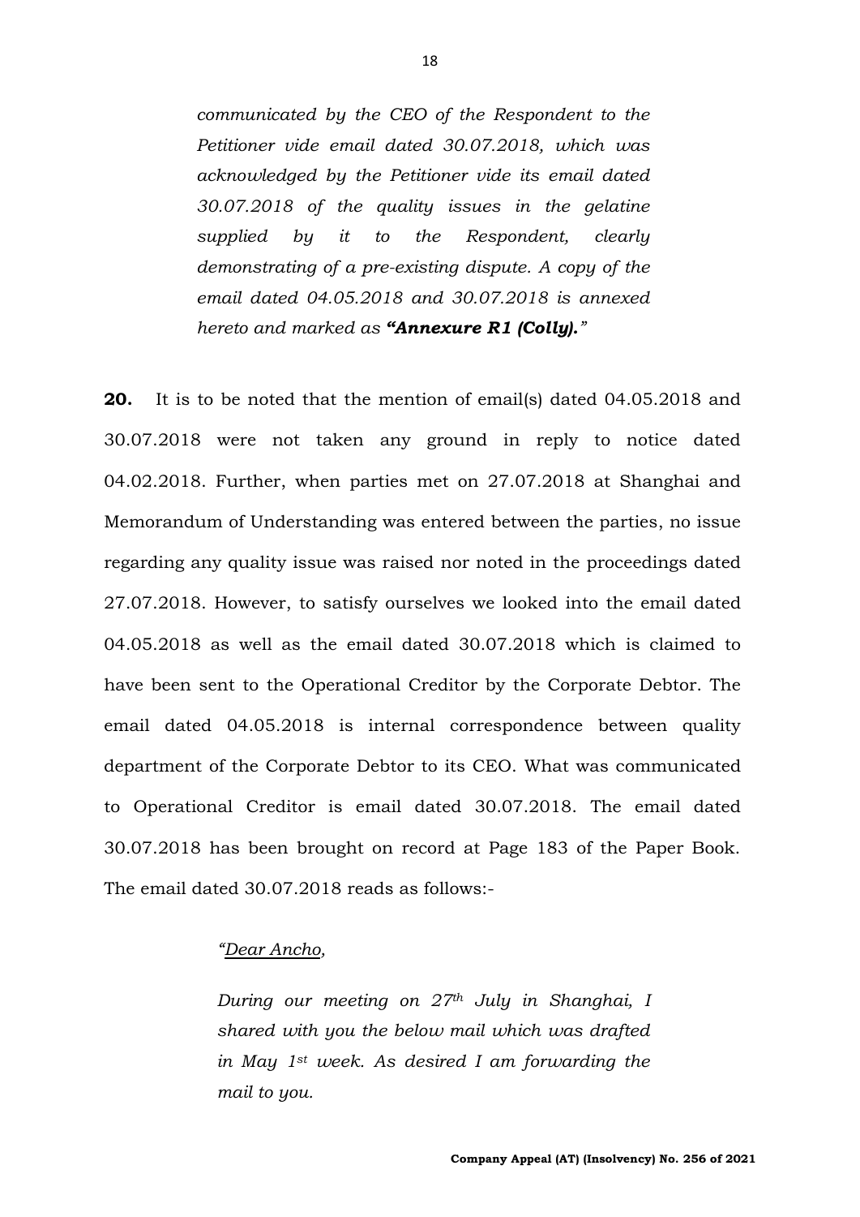*communicated by the CEO of the Respondent to the Petitioner vide email dated 30.07.2018, which was acknowledged by the Petitioner vide its email dated 30.07.2018 of the quality issues in the gelatine supplied by it to the Respondent, clearly demonstrating of a pre-existing dispute. A copy of the email dated 04.05.2018 and 30.07.2018 is annexed hereto and marked as* ***"Annexure R1 (Colly)."***

**20.** It is to be noted that the mention of email(s) dated 04.05.2018 and 30.07.2018 were not taken any ground in reply to notice dated 04.02.2018. Further, when parties met on 27.07.2018 at Shanghai and Memorandum of Understanding was entered between the parties, no issue regarding any quality issue was raised nor noted in the proceedings dated 27.07.2018. However, to satisfy ourselves we looked into the email dated 04.05.2018 as well as the email dated 30.07.2018 which is claimed to have been sent to the Operational Creditor by the Corporate Debtor. The email dated 04.05.2018 is internal correspondence between quality department of the Corporate Debtor to its CEO. What was communicated to Operational Creditor is email dated 30.07.2018. The email dated 30.07.2018 has been brought on record at Page 183 of the Paper Book. The email dated 30.07.2018 reads as follows:-

> *"Dear Ancho,*
>
> *During our meeting on 27th July in Shanghai, I shared with you the below mail which was drafted in May 1st week. As desired I am forwarding the mail to you.*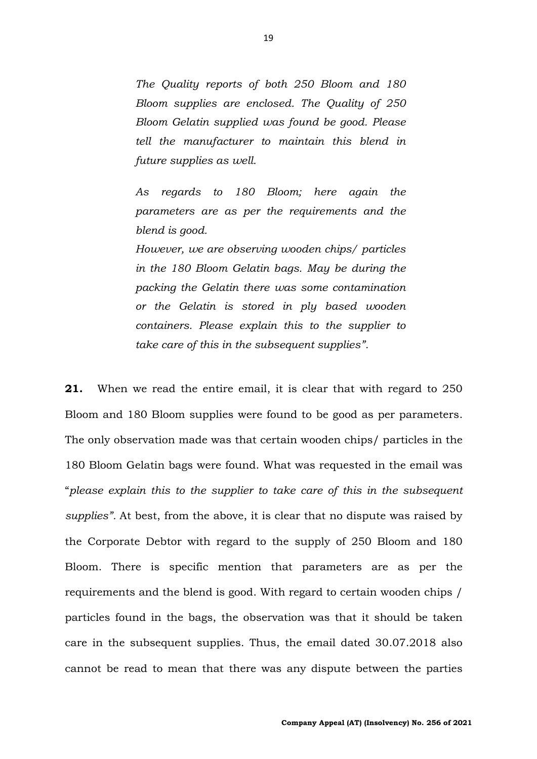> *The Quality reports of both 250 Bloom and 180 Bloom supplies are enclosed. The Quality of 250 Bloom Gelatin supplied was found be good. Please tell the manufacturer to maintain this blend in future supplies as well.*
>
> *As regards to 180 Bloom; here again the parameters are as per the requirements and the blend is good.*
>
> *However, we are observing wooden chips/ particles in the 180 Bloom Gelatin bags. May be during the packing the Gelatin there was some contamination or the Gelatin is stored in ply based wooden containers. Please explain this to the supplier to take care of this in the subsequent supplies".*

**21.** When we read the entire email, it is clear that with regard to 250 Bloom and 180 Bloom supplies were found to be good as per parameters. The only observation made was that certain wooden chips/ particles in the 180 Bloom Gelatin bags were found. What was requested in the email was "*please explain this to the supplier to take care of this in the subsequent supplies".* At best, from the above, it is clear that no dispute was raised by the Corporate Debtor with regard to the supply of 250 Bloom and 180 Bloom. There is specific mention that parameters are as per the requirements and the blend is good. With regard to certain wooden chips / particles found in the bags, the observation was that it should be taken care in the subsequent supplies. Thus, the email dated 30.07.2018 also cannot be read to mean that there was any dispute between the parties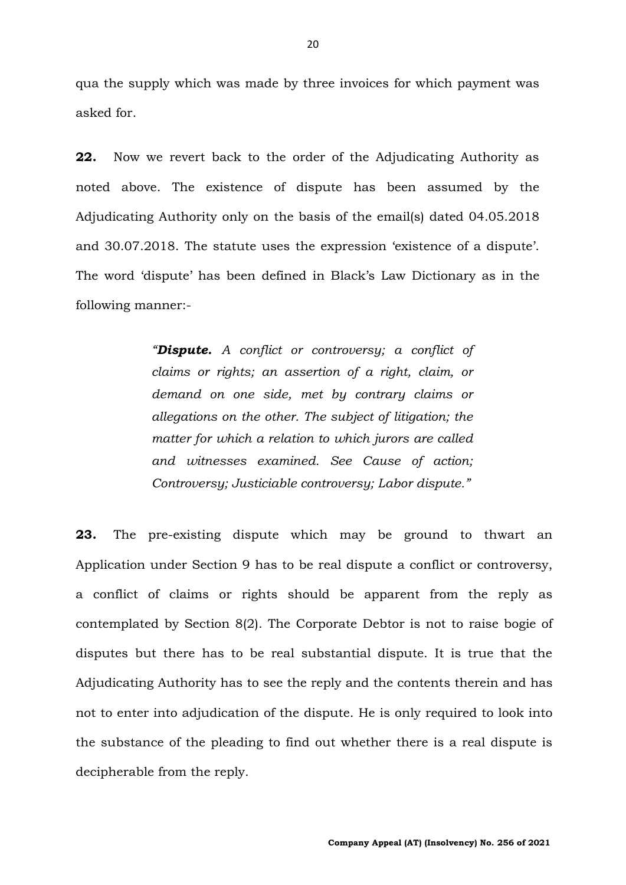qua the supply which was made by three invoices for which payment was asked for.

**22.** Now we revert back to the order of the Adjudicating Authority as noted above. The existence of dispute has been assumed by the Adjudicating Authority only on the basis of the email(s) dated 04.05.2018 and 30.07.2018. The statute uses the expression 'existence of a dispute'. The word 'dispute' has been defined in Black's Law Dictionary as in the following manner:-

> *"**Dispute.** A conflict or controversy; a conflict of claims or rights; an assertion of a right, claim, or demand on one side, met by contrary claims or allegations on the other. The subject of litigation; the matter for which a relation to which jurors are called and witnesses examined. See Cause of action; Controversy; Justiciable controversy; Labor dispute."*

**23.** The pre-existing dispute which may be ground to thwart an Application under Section 9 has to be real dispute a conflict or controversy, a conflict of claims or rights should be apparent from the reply as contemplated by Section 8(2). The Corporate Debtor is not to raise bogie of disputes but there has to be real substantial dispute. It is true that the Adjudicating Authority has to see the reply and the contents therein and has not to enter into adjudication of the dispute. He is only required to look into the substance of the pleading to find out whether there is a real dispute is decipherable from the reply.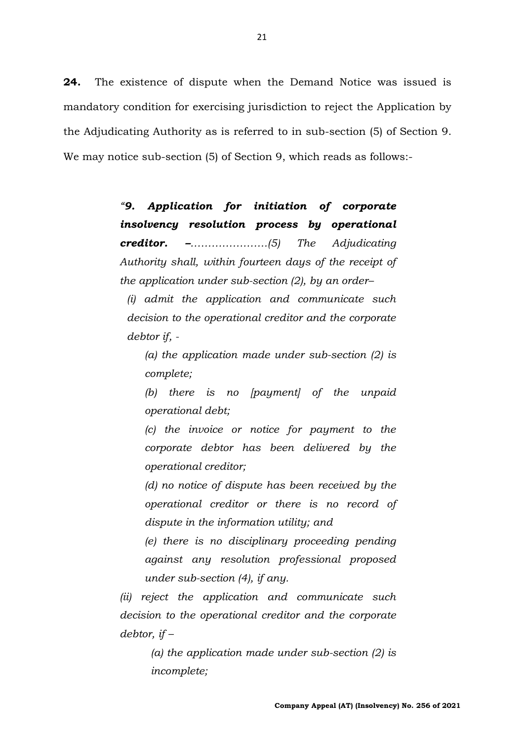**24.** The existence of dispute when the Demand Notice was issued is mandatory condition for exercising jurisdiction to reject the Application by the Adjudicating Authority as is referred to in sub-section (5) of Section 9. We may notice sub-section (5) of Section 9, which reads as follows:-

> *"**9. Application for initiation of corporate insolvency resolution process by operational creditor. –**………………….(5) The Adjudicating Authority shall, within fourteen days of the receipt of the application under sub-section (2), by an order–*
>
> *(i) admit the application and communicate such decision to the operational creditor and the corporate debtor if, -*
>
> > *(a) the application made under sub-section (2) is complete;*
> >
> > *(b) there is no [payment] of the unpaid operational debt;*
> >
> > *(c) the invoice or notice for payment to the corporate debtor has been delivered by the operational creditor;*
> >
> > *(d) no notice of dispute has been received by the operational creditor or there is no record of dispute in the information utility; and*
> >
> > *(e) there is no disciplinary proceeding pending against any resolution professional proposed under sub-section (4), if any.*
>
> *(ii) reject the application and communicate such decision to the operational creditor and the corporate debtor, if –*
>
> > *(a) the application made under sub-section (2) is incomplete;*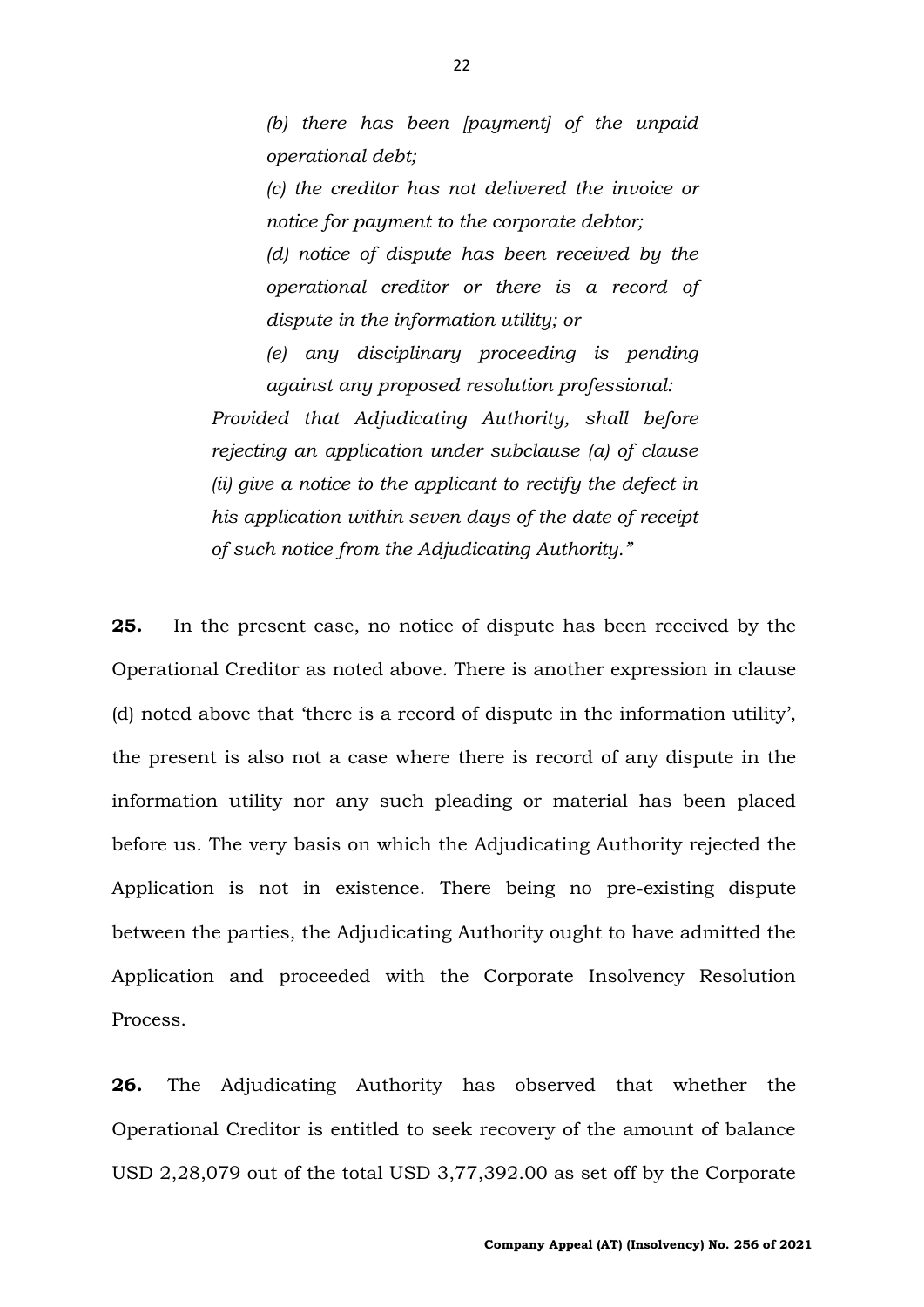*(b) there has been [payment] of the unpaid operational debt;*

*(c) the creditor has not delivered the invoice or notice for payment to the corporate debtor;*

*(d) notice of dispute has been received by the operational creditor or there is a record of dispute in the information utility; or*

*(e) any disciplinary proceeding is pending against any proposed resolution professional:*

*Provided that Adjudicating Authority, shall before rejecting an application under subclause (a) of clause (ii) give a notice to the applicant to rectify the defect in his application within seven days of the date of receipt of such notice from the Adjudicating Authority."*

**25.** In the present case, no notice of dispute has been received by the Operational Creditor as noted above. There is another expression in clause (d) noted above that 'there is a record of dispute in the information utility', the present is also not a case where there is record of any dispute in the information utility nor any such pleading or material has been placed before us. The very basis on which the Adjudicating Authority rejected the Application is not in existence. There being no pre-existing dispute between the parties, the Adjudicating Authority ought to have admitted the Application and proceeded with the Corporate Insolvency Resolution Process.

**26.** The Adjudicating Authority has observed that whether the Operational Creditor is entitled to seek recovery of the amount of balance USD 2,28,079 out of the total USD 3,77,392.00 as set off by the Corporate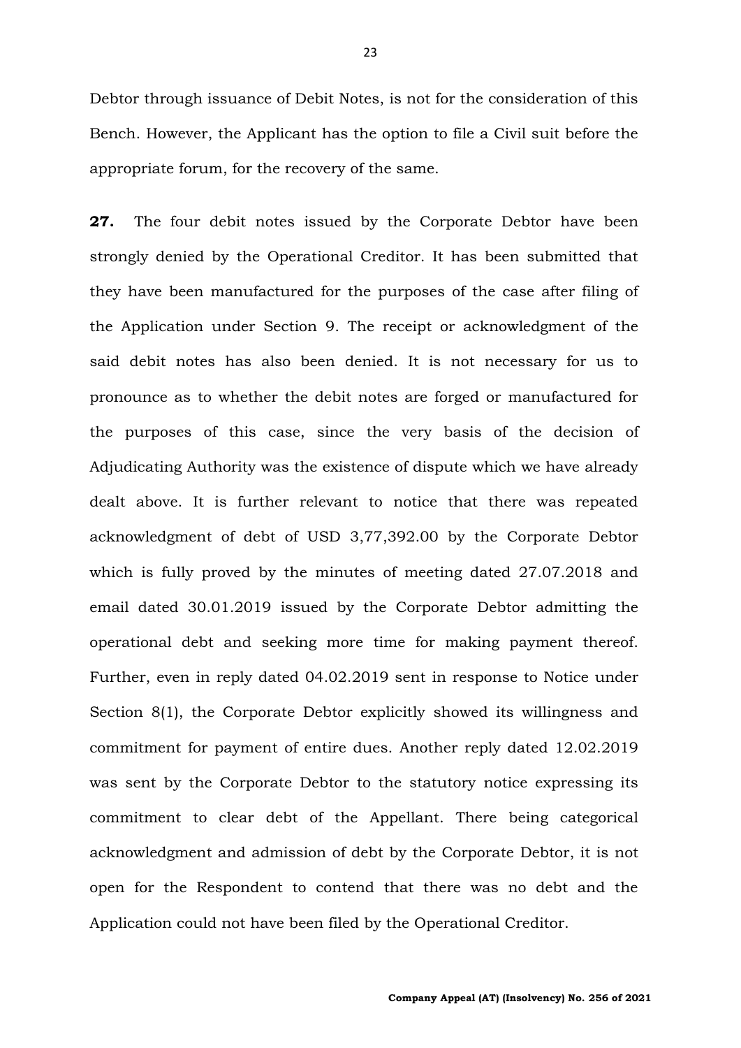Debtor through issuance of Debit Notes, is not for the consideration of this Bench. However, the Applicant has the option to file a Civil suit before the appropriate forum, for the recovery of the same.

**27.** The four debit notes issued by the Corporate Debtor have been strongly denied by the Operational Creditor. It has been submitted that they have been manufactured for the purposes of the case after filing of the Application under Section 9. The receipt or acknowledgment of the said debit notes has also been denied. It is not necessary for us to pronounce as to whether the debit notes are forged or manufactured for the purposes of this case, since the very basis of the decision of Adjudicating Authority was the existence of dispute which we have already dealt above. It is further relevant to notice that there was repeated acknowledgment of debt of USD 3,77,392.00 by the Corporate Debtor which is fully proved by the minutes of meeting dated 27.07.2018 and email dated 30.01.2019 issued by the Corporate Debtor admitting the operational debt and seeking more time for making payment thereof. Further, even in reply dated 04.02.2019 sent in response to Notice under Section 8(1), the Corporate Debtor explicitly showed its willingness and commitment for payment of entire dues. Another reply dated 12.02.2019 was sent by the Corporate Debtor to the statutory notice expressing its commitment to clear debt of the Appellant. There being categorical acknowledgment and admission of debt by the Corporate Debtor, it is not open for the Respondent to contend that there was no debt and the Application could not have been filed by the Operational Creditor.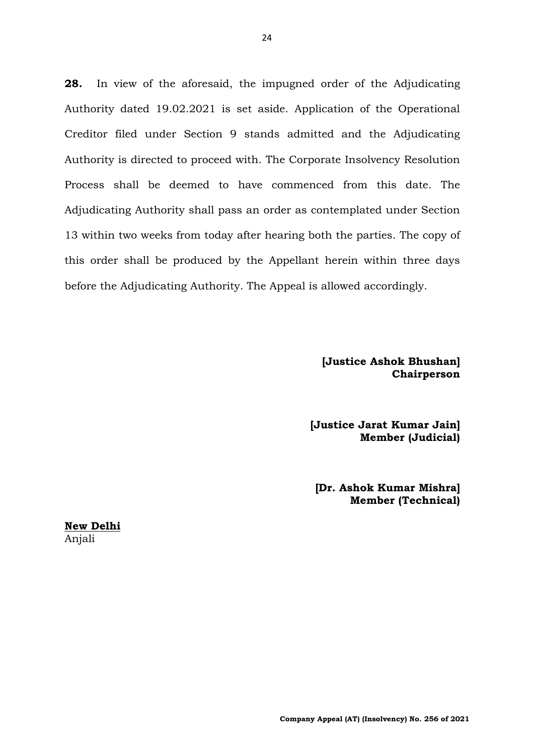**28.** In view of the aforesaid, the impugned order of the Adjudicating Authority dated 19.02.2021 is set aside. Application of the Operational Creditor filed under Section 9 stands admitted and the Adjudicating Authority is directed to proceed with. The Corporate Insolvency Resolution Process shall be deemed to have commenced from this date. The Adjudicating Authority shall pass an order as contemplated under Section 13 within two weeks from today after hearing both the parties. The copy of this order shall be produced by the Appellant herein within three days before the Adjudicating Authority. The Appeal is allowed accordingly.

**[Justice Ashok Bhushan]**
**Chairperson**

**[Justice Jarat Kumar Jain]**
**Member (Judicial)**

**[Dr. Ashok Kumar Mishra]**
**Member (Technical)**

<u>**New Delhi**</u>
Anjali